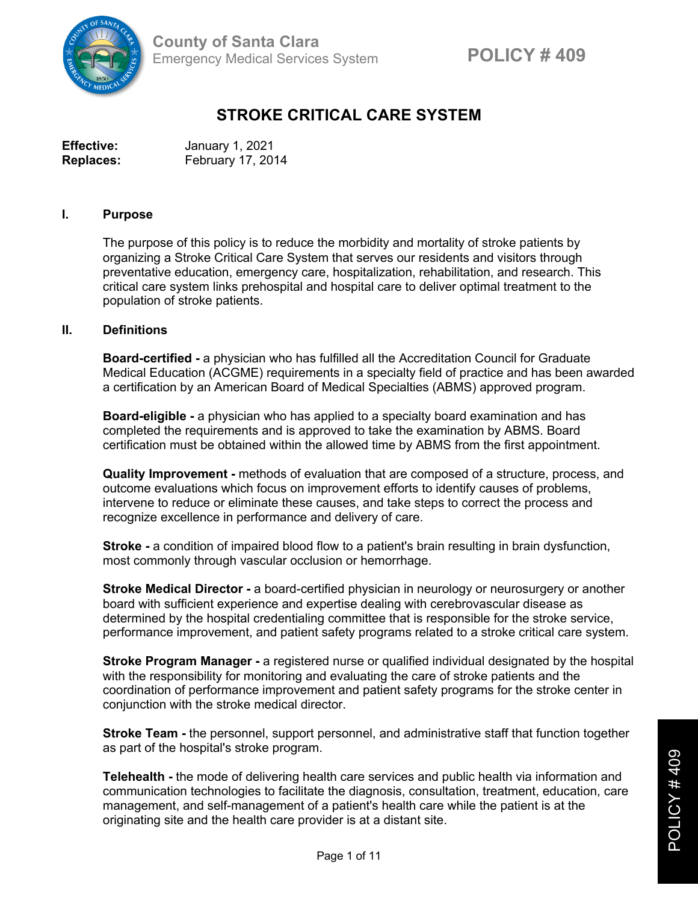County of Santa Clara
Emergency Medical Services System

**POLICY # 409**

# STROKE CRITICAL CARE SYSTEM

**Effective:** January 1, 2021
**Replaces:** February 17, 2014

## I. Purpose

The purpose of this policy is to reduce the morbidity and mortality of stroke patients by organizing a Stroke Critical Care System that serves our residents and visitors through preventative education, emergency care, hospitalization, rehabilitation, and research. This critical care system links prehospital and hospital care to deliver optimal treatment to the population of stroke patients.

## II. Definitions

**Board-certified -** a physician who has fulfilled all the Accreditation Council for Graduate Medical Education (ACGME) requirements in a specialty field of practice and has been awarded a certification by an American Board of Medical Specialties (ABMS) approved program.

**Board-eligible -** a physician who has applied to a specialty board examination and has completed the requirements and is approved to take the examination by ABMS. Board certification must be obtained within the allowed time by ABMS from the first appointment.

**Quality Improvement -** methods of evaluation that are composed of a structure, process, and outcome evaluations which focus on improvement efforts to identify causes of problems, intervene to reduce or eliminate these causes, and take steps to correct the process and recognize excellence in performance and delivery of care.

**Stroke -** a condition of impaired blood flow to a patient's brain resulting in brain dysfunction, most commonly through vascular occlusion or hemorrhage.

**Stroke Medical Director -** a board-certified physician in neurology or neurosurgery or another board with sufficient experience and expertise dealing with cerebrovascular disease as determined by the hospital credentialing committee that is responsible for the stroke service, performance improvement, and patient safety programs related to a stroke critical care system.

**Stroke Program Manager -** a registered nurse or qualified individual designated by the hospital with the responsibility for monitoring and evaluating the care of stroke patients and the coordination of performance improvement and patient safety programs for the stroke center in conjunction with the stroke medical director.

**Stroke Team -** the personnel, support personnel, and administrative staff that function together as part of the hospital's stroke program.

**Telehealth -** the mode of delivering health care services and public health via information and communication technologies to facilitate the diagnosis, consultation, treatment, education, care management, and self-management of a patient's health care while the patient is at the originating site and the health care provider is at a distant site.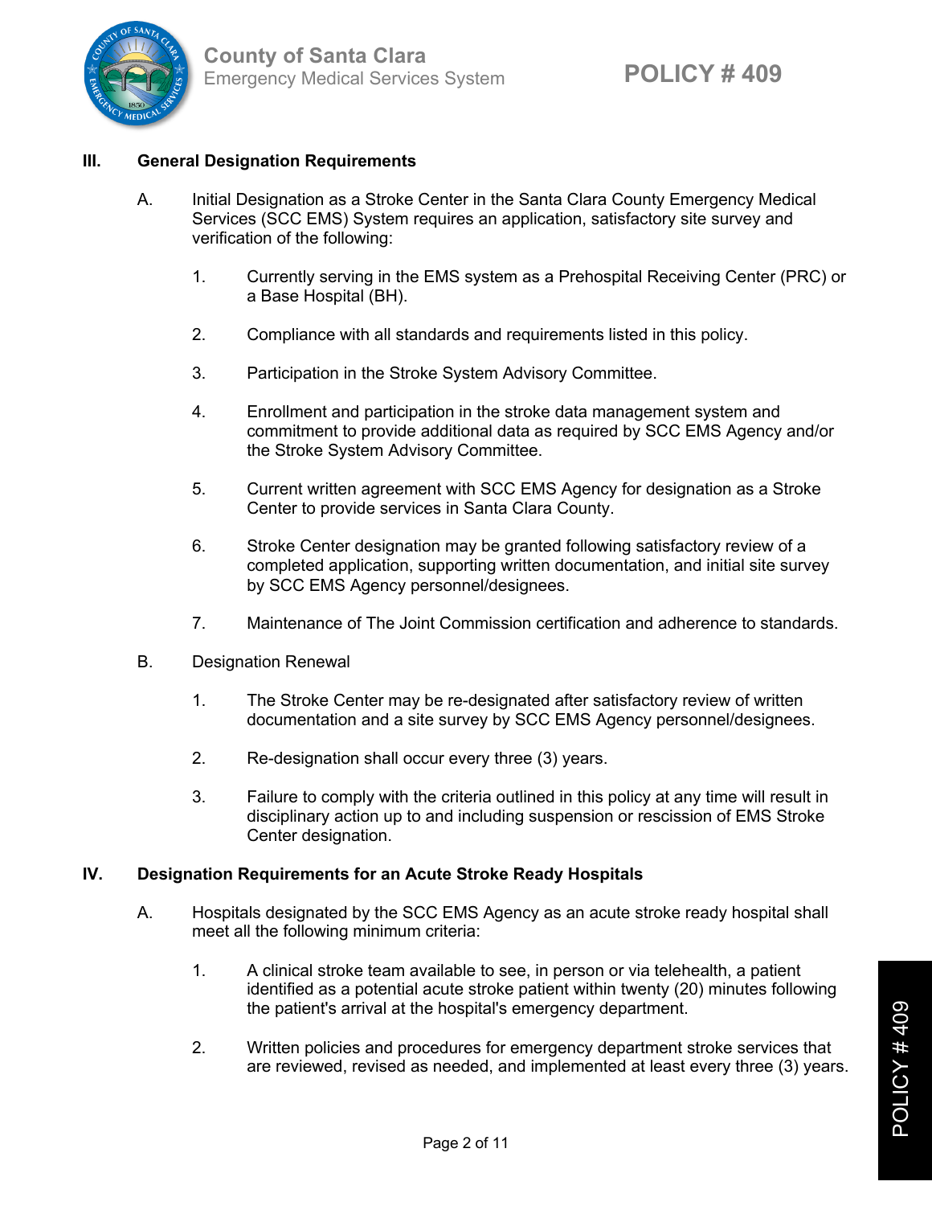## III. General Designation Requirements

A. Initial Designation as a Stroke Center in the Santa Clara County Emergency Medical Services (SCC EMS) System requires an application, satisfactory site survey and verification of the following:

1. Currently serving in the EMS system as a Prehospital Receiving Center (PRC) or a Base Hospital (BH).

2. Compliance with all standards and requirements listed in this policy.

3. Participation in the Stroke System Advisory Committee.

4. Enrollment and participation in the stroke data management system and commitment to provide additional data as required by SCC EMS Agency and/or the Stroke System Advisory Committee.

5. Current written agreement with SCC EMS Agency for designation as a Stroke Center to provide services in Santa Clara County.

6. Stroke Center designation may be granted following satisfactory review of a completed application, supporting written documentation, and initial site survey by SCC EMS Agency personnel/designees.

7. Maintenance of The Joint Commission certification and adherence to standards.

B. Designation Renewal

1. The Stroke Center may be re-designated after satisfactory review of written documentation and a site survey by SCC EMS Agency personnel/designees.

2. Re-designation shall occur every three (3) years.

3. Failure to comply with the criteria outlined in this policy at any time will result in disciplinary action up to and including suspension or rescission of EMS Stroke Center designation.

## IV. Designation Requirements for an Acute Stroke Ready Hospitals

A. Hospitals designated by the SCC EMS Agency as an acute stroke ready hospital shall meet all the following minimum criteria:

1. A clinical stroke team available to see, in person or via telehealth, a patient identified as a potential acute stroke patient within twenty (20) minutes following the patient's arrival at the hospital's emergency department.

2. Written policies and procedures for emergency department stroke services that are reviewed, revised as needed, and implemented at least every three (3) years.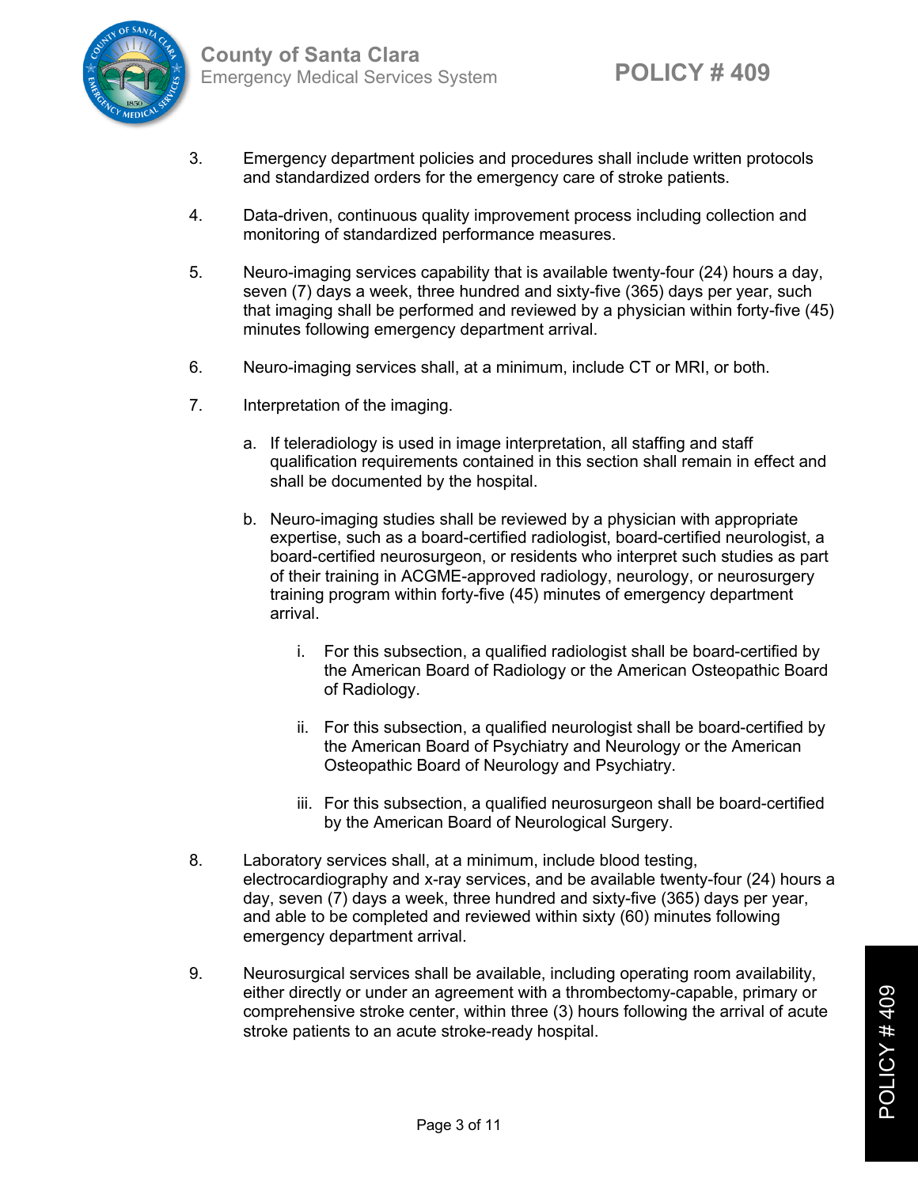3. Emergency department policies and procedures shall include written protocols and standardized orders for the emergency care of stroke patients.

4. Data-driven, continuous quality improvement process including collection and monitoring of standardized performance measures.

5. Neuro-imaging services capability that is available twenty-four (24) hours a day, seven (7) days a week, three hundred and sixty-five (365) days per year, such that imaging shall be performed and reviewed by a physician within forty-five (45) minutes following emergency department arrival.

6. Neuro-imaging services shall, at a minimum, include CT or MRI, or both.

7. Interpretation of the imaging.

   a. If teleradiology is used in image interpretation, all staffing and staff qualification requirements contained in this section shall remain in effect and shall be documented by the hospital.

   b. Neuro-imaging studies shall be reviewed by a physician with appropriate expertise, such as a board-certified radiologist, board-certified neurologist, a board-certified neurosurgeon, or residents who interpret such studies as part of their training in ACGME-approved radiology, neurology, or neurosurgery training program within forty-five (45) minutes of emergency department arrival.

      i. For this subsection, a qualified radiologist shall be board-certified by the American Board of Radiology or the American Osteopathic Board of Radiology.

      ii. For this subsection, a qualified neurologist shall be board-certified by the American Board of Psychiatry and Neurology or the American Osteopathic Board of Neurology and Psychiatry.

      iii. For this subsection, a qualified neurosurgeon shall be board-certified by the American Board of Neurological Surgery.

8. Laboratory services shall, at a minimum, include blood testing, electrocardiography and x-ray services, and be available twenty-four (24) hours a day, seven (7) days a week, three hundred and sixty-five (365) days per year, and able to be completed and reviewed within sixty (60) minutes following emergency department arrival.

9. Neurosurgical services shall be available, including operating room availability, either directly or under an agreement with a thrombectomy-capable, primary or comprehensive stroke center, within three (3) hours following the arrival of acute stroke patients to an acute stroke-ready hospital.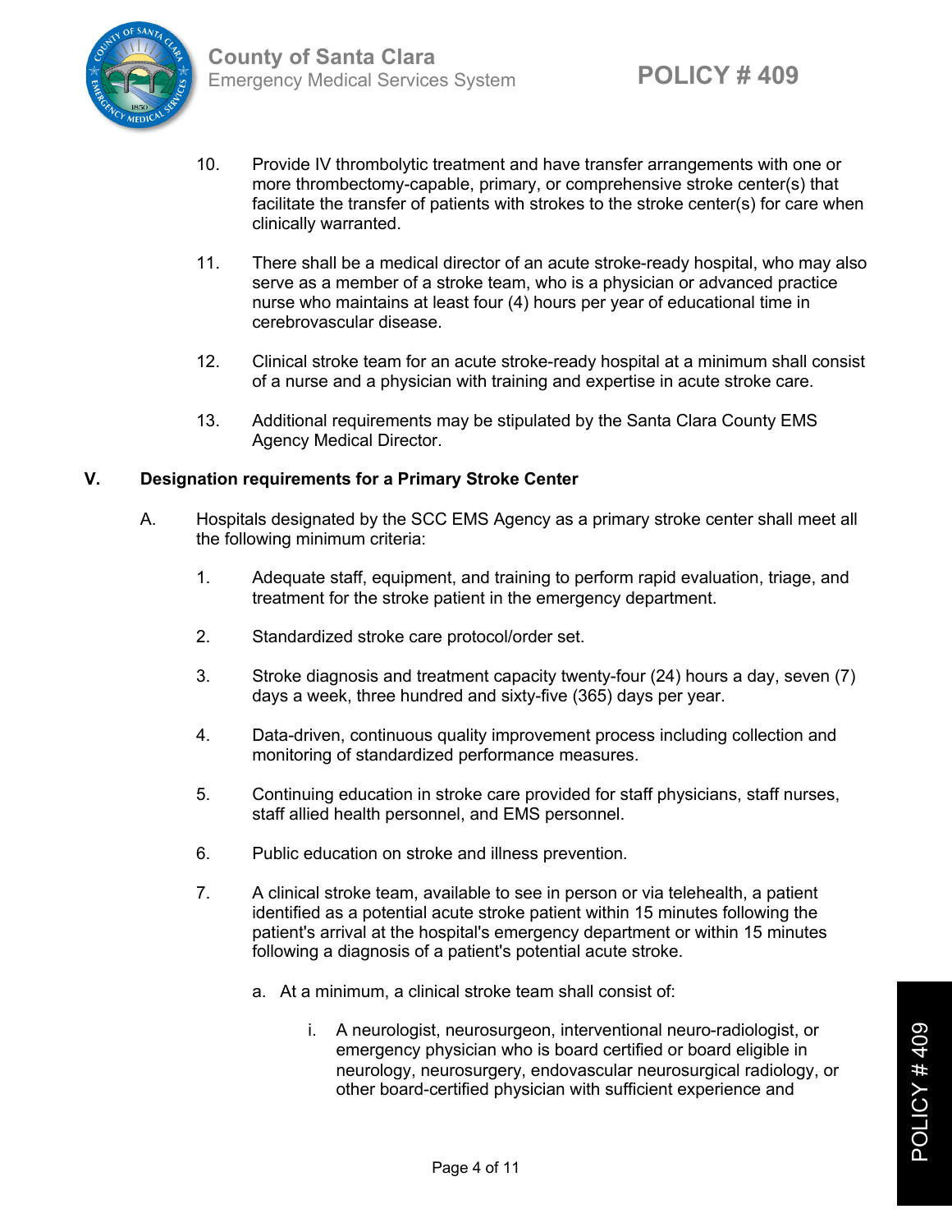10. Provide IV thrombolytic treatment and have transfer arrangements with one or more thrombectomy-capable, primary, or comprehensive stroke center(s) that facilitate the transfer of patients with strokes to the stroke center(s) for care when clinically warranted.

11. There shall be a medical director of an acute stroke-ready hospital, who may also serve as a member of a stroke team, who is a physician or advanced practice nurse who maintains at least four (4) hours per year of educational time in cerebrovascular disease.

12. Clinical stroke team for an acute stroke-ready hospital at a minimum shall consist of a nurse and a physician with training and expertise in acute stroke care.

13. Additional requirements may be stipulated by the Santa Clara County EMS Agency Medical Director.

## V. Designation requirements for a Primary Stroke Center

A. Hospitals designated by the SCC EMS Agency as a primary stroke center shall meet all the following minimum criteria:

1. Adequate staff, equipment, and training to perform rapid evaluation, triage, and treatment for the stroke patient in the emergency department.

2. Standardized stroke care protocol/order set.

3. Stroke diagnosis and treatment capacity twenty-four (24) hours a day, seven (7) days a week, three hundred and sixty-five (365) days per year.

4. Data-driven, continuous quality improvement process including collection and monitoring of standardized performance measures.

5. Continuing education in stroke care provided for staff physicians, staff nurses, staff allied health personnel, and EMS personnel.

6. Public education on stroke and illness prevention.

7. A clinical stroke team, available to see in person or via telehealth, a patient identified as a potential acute stroke patient within 15 minutes following the patient's arrival at the hospital's emergency department or within 15 minutes following a diagnosis of a patient's potential acute stroke.

   a. At a minimum, a clinical stroke team shall consist of:

      i. A neurologist, neurosurgeon, interventional neuro-radiologist, or emergency physician who is board certified or board eligible in neurology, neurosurgery, endovascular neurosurgical radiology, or other board-certified physician with sufficient experience and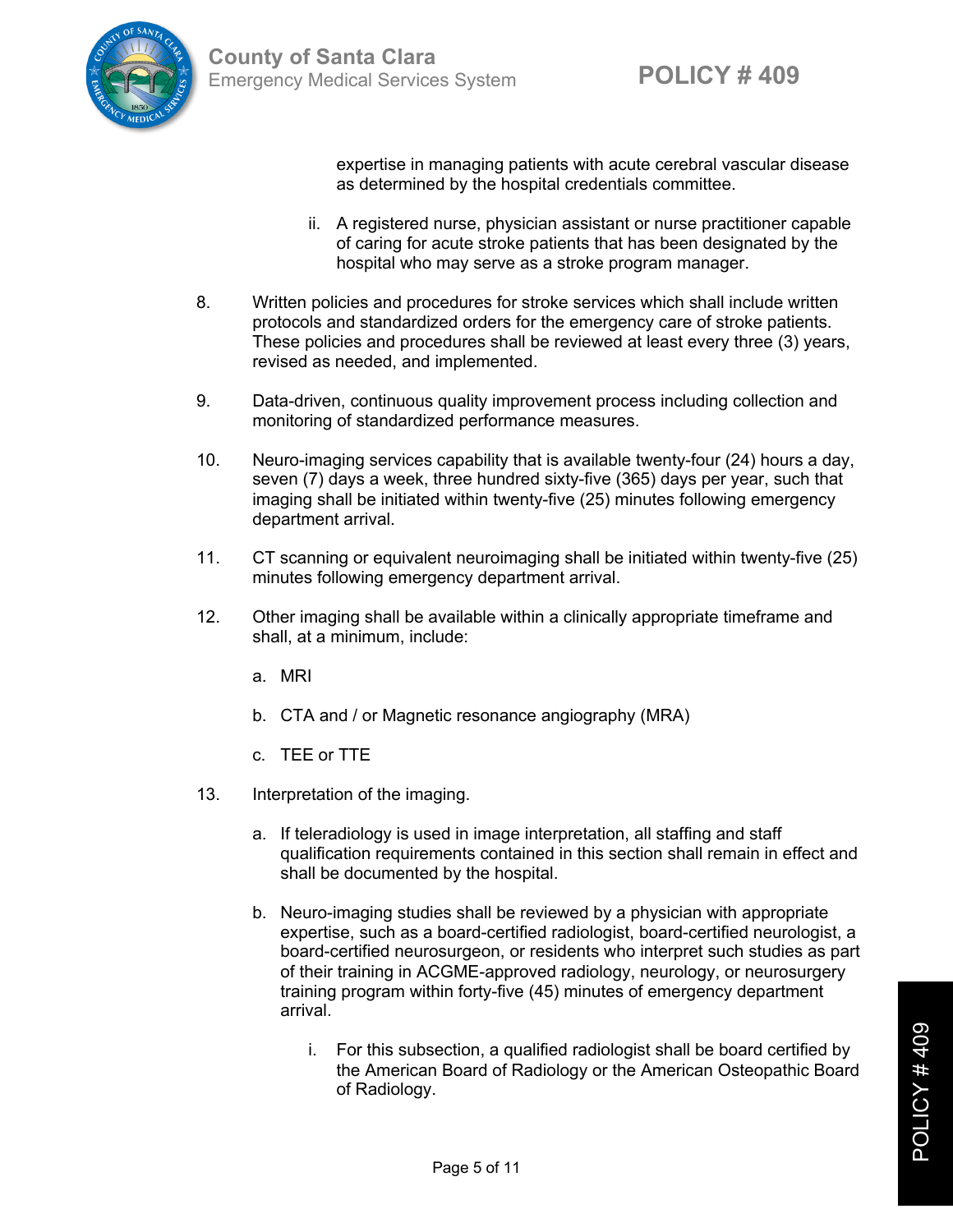expertise in managing patients with acute cerebral vascular disease as determined by the hospital credentials committee.

   ii. A registered nurse, physician assistant or nurse practitioner capable of caring for acute stroke patients that has been designated by the hospital who may serve as a stroke program manager.

8. Written policies and procedures for stroke services which shall include written protocols and standardized orders for the emergency care of stroke patients. These policies and procedures shall be reviewed at least every three (3) years, revised as needed, and implemented.

9. Data-driven, continuous quality improvement process including collection and monitoring of standardized performance measures.

10. Neuro-imaging services capability that is available twenty-four (24) hours a day, seven (7) days a week, three hundred sixty-five (365) days per year, such that imaging shall be initiated within twenty-five (25) minutes following emergency department arrival.

11. CT scanning or equivalent neuroimaging shall be initiated within twenty-five (25) minutes following emergency department arrival.

12. Other imaging shall be available within a clinically appropriate timeframe and shall, at a minimum, include:

    a. MRI

    b. CTA and / or Magnetic resonance angiography (MRA)

    c. TEE or TTE

13. Interpretation of the imaging.

    a. If teleradiology is used in image interpretation, all staffing and staff qualification requirements contained in this section shall remain in effect and shall be documented by the hospital.

    b. Neuro-imaging studies shall be reviewed by a physician with appropriate expertise, such as a board-certified radiologist, board-certified neurologist, a board-certified neurosurgeon, or residents who interpret such studies as part of their training in ACGME-approved radiology, neurology, or neurosurgery training program within forty-five (45) minutes of emergency department arrival.

       i. For this subsection, a qualified radiologist shall be board certified by the American Board of Radiology or the American Osteopathic Board of Radiology.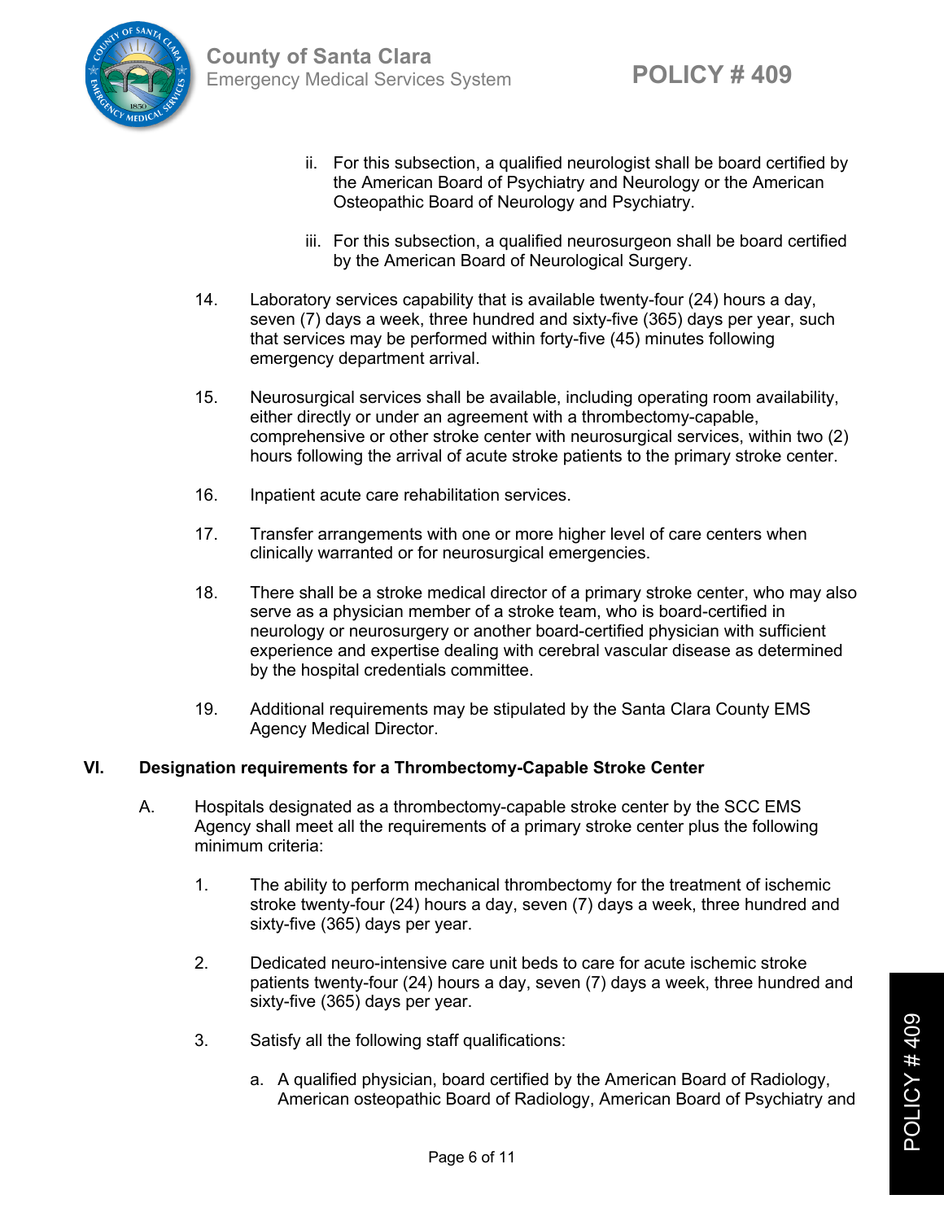ii. For this subsection, a qualified neurologist shall be board certified by the American Board of Psychiatry and Neurology or the American Osteopathic Board of Neurology and Psychiatry.

iii. For this subsection, a qualified neurosurgeon shall be board certified by the American Board of Neurological Surgery.

14. Laboratory services capability that is available twenty-four (24) hours a day, seven (7) days a week, three hundred and sixty-five (365) days per year, such that services may be performed within forty-five (45) minutes following emergency department arrival.

15. Neurosurgical services shall be available, including operating room availability, either directly or under an agreement with a thrombectomy-capable, comprehensive or other stroke center with neurosurgical services, within two (2) hours following the arrival of acute stroke patients to the primary stroke center.

16. Inpatient acute care rehabilitation services.

17. Transfer arrangements with one or more higher level of care centers when clinically warranted or for neurosurgical emergencies.

18. There shall be a stroke medical director of a primary stroke center, who may also serve as a physician member of a stroke team, who is board-certified in neurology or neurosurgery or another board-certified physician with sufficient experience and expertise dealing with cerebral vascular disease as determined by the hospital credentials committee.

19. Additional requirements may be stipulated by the Santa Clara County EMS Agency Medical Director.

## VI. Designation requirements for a Thrombectomy-Capable Stroke Center

A. Hospitals designated as a thrombectomy-capable stroke center by the SCC EMS Agency shall meet all the requirements of a primary stroke center plus the following minimum criteria:

1. The ability to perform mechanical thrombectomy for the treatment of ischemic stroke twenty-four (24) hours a day, seven (7) days a week, three hundred and sixty-five (365) days per year.

2. Dedicated neuro-intensive care unit beds to care for acute ischemic stroke patients twenty-four (24) hours a day, seven (7) days a week, three hundred and sixty-five (365) days per year.

3. Satisfy all the following staff qualifications:

   a. A qualified physician, board certified by the American Board of Radiology, American osteopathic Board of Radiology, American Board of Psychiatry and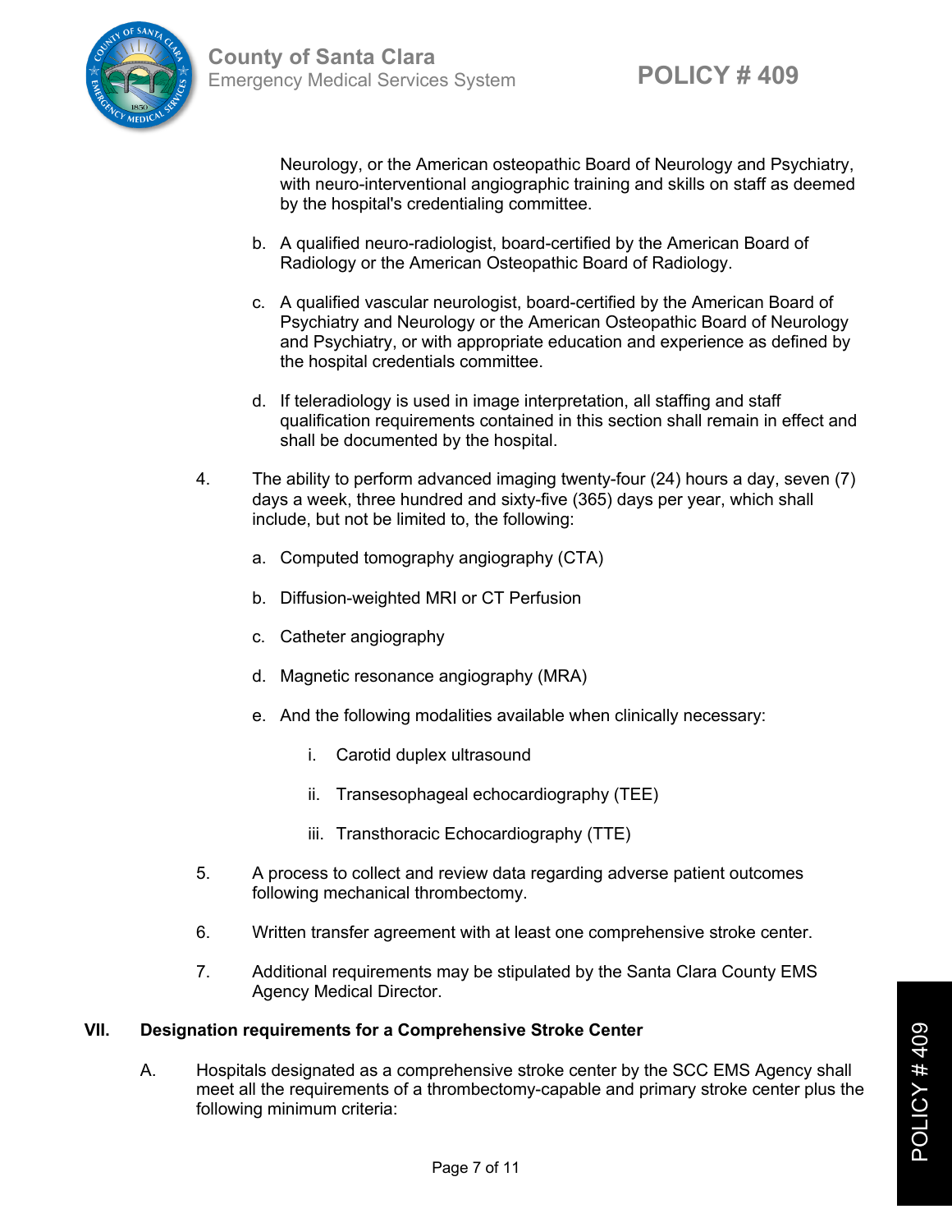Neurology, or the American osteopathic Board of Neurology and Psychiatry, with neuro-interventional angiographic training and skills on staff as deemed by the hospital's credentialing committee.

b. A qualified neuro-radiologist, board-certified by the American Board of Radiology or the American Osteopathic Board of Radiology.

c. A qualified vascular neurologist, board-certified by the American Board of Psychiatry and Neurology or the American Osteopathic Board of Neurology and Psychiatry, or with appropriate education and experience as defined by the hospital credentials committee.

d. If teleradiology is used in image interpretation, all staffing and staff qualification requirements contained in this section shall remain in effect and shall be documented by the hospital.

4. The ability to perform advanced imaging twenty-four (24) hours a day, seven (7) days a week, three hundred and sixty-five (365) days per year, which shall include, but not be limited to, the following:

   a. Computed tomography angiography (CTA)

   b. Diffusion-weighted MRI or CT Perfusion

   c. Catheter angiography

   d. Magnetic resonance angiography (MRA)

   e. And the following modalities available when clinically necessary:

      i. Carotid duplex ultrasound

      ii. Transesophageal echocardiography (TEE)

      iii. Transthoracic Echocardiography (TTE)

5. A process to collect and review data regarding adverse patient outcomes following mechanical thrombectomy.

6. Written transfer agreement with at least one comprehensive stroke center.

7. Additional requirements may be stipulated by the Santa Clara County EMS Agency Medical Director.

## VII. Designation requirements for a Comprehensive Stroke Center

A. Hospitals designated as a comprehensive stroke center by the SCC EMS Agency shall meet all the requirements of a thrombectomy-capable and primary stroke center plus the following minimum criteria: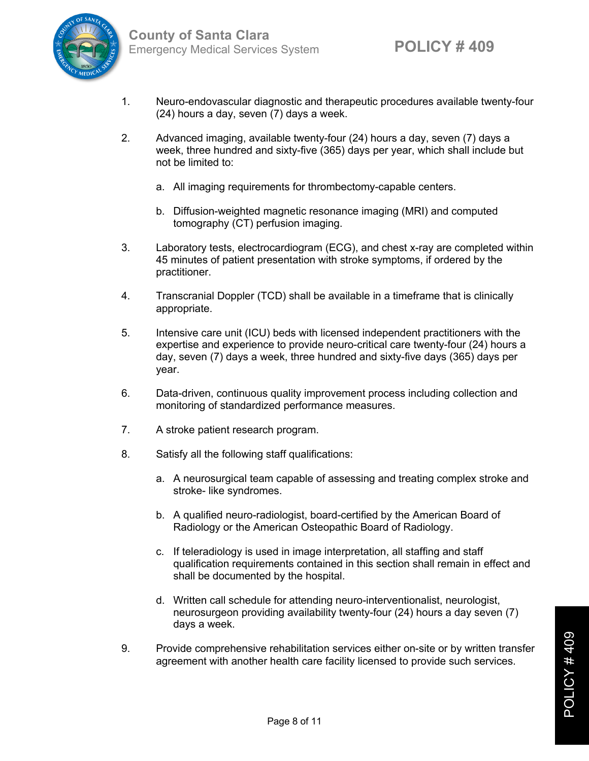1. Neuro-endovascular diagnostic and therapeutic procedures available twenty-four (24) hours a day, seven (7) days a week.

2. Advanced imaging, available twenty-four (24) hours a day, seven (7) days a week, three hundred and sixty-five (365) days per year, which shall include but not be limited to:

   a. All imaging requirements for thrombectomy-capable centers.

   b. Diffusion-weighted magnetic resonance imaging (MRI) and computed tomography (CT) perfusion imaging.

3. Laboratory tests, electrocardiogram (ECG), and chest x-ray are completed within 45 minutes of patient presentation with stroke symptoms, if ordered by the practitioner.

4. Transcranial Doppler (TCD) shall be available in a timeframe that is clinically appropriate.

5. Intensive care unit (ICU) beds with licensed independent practitioners with the expertise and experience to provide neuro-critical care twenty-four (24) hours a day, seven (7) days a week, three hundred and sixty-five days (365) days per year.

6. Data-driven, continuous quality improvement process including collection and monitoring of standardized performance measures.

7. A stroke patient research program.

8. Satisfy all the following staff qualifications:

   a. A neurosurgical team capable of assessing and treating complex stroke and stroke- like syndromes.

   b. A qualified neuro-radiologist, board-certified by the American Board of Radiology or the American Osteopathic Board of Radiology.

   c. If teleradiology is used in image interpretation, all staffing and staff qualification requirements contained in this section shall remain in effect and shall be documented by the hospital.

   d. Written call schedule for attending neuro-interventionalist, neurologist, neurosurgeon providing availability twenty-four (24) hours a day seven (7) days a week.

9. Provide comprehensive rehabilitation services either on-site or by written transfer agreement with another health care facility licensed to provide such services.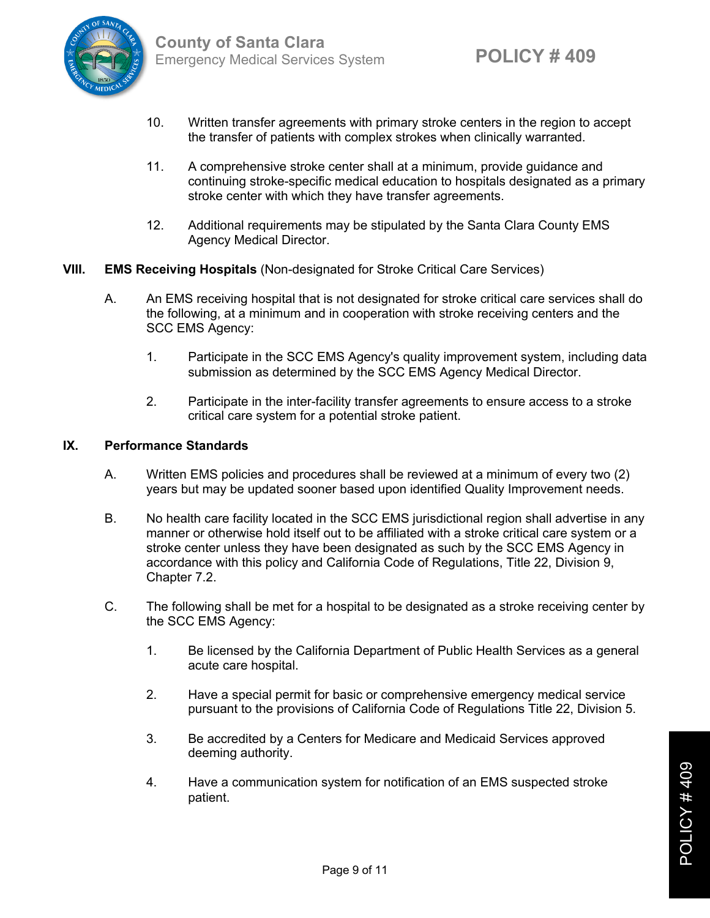10. Written transfer agreements with primary stroke centers in the region to accept the transfer of patients with complex strokes when clinically warranted.

11. A comprehensive stroke center shall at a minimum, provide guidance and continuing stroke-specific medical education to hospitals designated as a primary stroke center with which they have transfer agreements.

12. Additional requirements may be stipulated by the Santa Clara County EMS Agency Medical Director.

## VIII. **EMS Receiving Hospitals** (Non-designated for Stroke Critical Care Services)

A. An EMS receiving hospital that is not designated for stroke critical care services shall do the following, at a minimum and in cooperation with stroke receiving centers and the SCC EMS Agency:

   1. Participate in the SCC EMS Agency's quality improvement system, including data submission as determined by the SCC EMS Agency Medical Director.

   2. Participate in the inter-facility transfer agreements to ensure access to a stroke critical care system for a potential stroke patient.

## IX. **Performance Standards**

A. Written EMS policies and procedures shall be reviewed at a minimum of every two (2) years but may be updated sooner based upon identified Quality Improvement needs.

B. No health care facility located in the SCC EMS jurisdictional region shall advertise in any manner or otherwise hold itself out to be affiliated with a stroke critical care system or a stroke center unless they have been designated as such by the SCC EMS Agency in accordance with this policy and California Code of Regulations, Title 22, Division 9, Chapter 7.2.

C. The following shall be met for a hospital to be designated as a stroke receiving center by the SCC EMS Agency:

   1. Be licensed by the California Department of Public Health Services as a general acute care hospital.

   2. Have a special permit for basic or comprehensive emergency medical service pursuant to the provisions of California Code of Regulations Title 22, Division 5.

   3. Be accredited by a Centers for Medicare and Medicaid Services approved deeming authority.

   4. Have a communication system for notification of an EMS suspected stroke patient.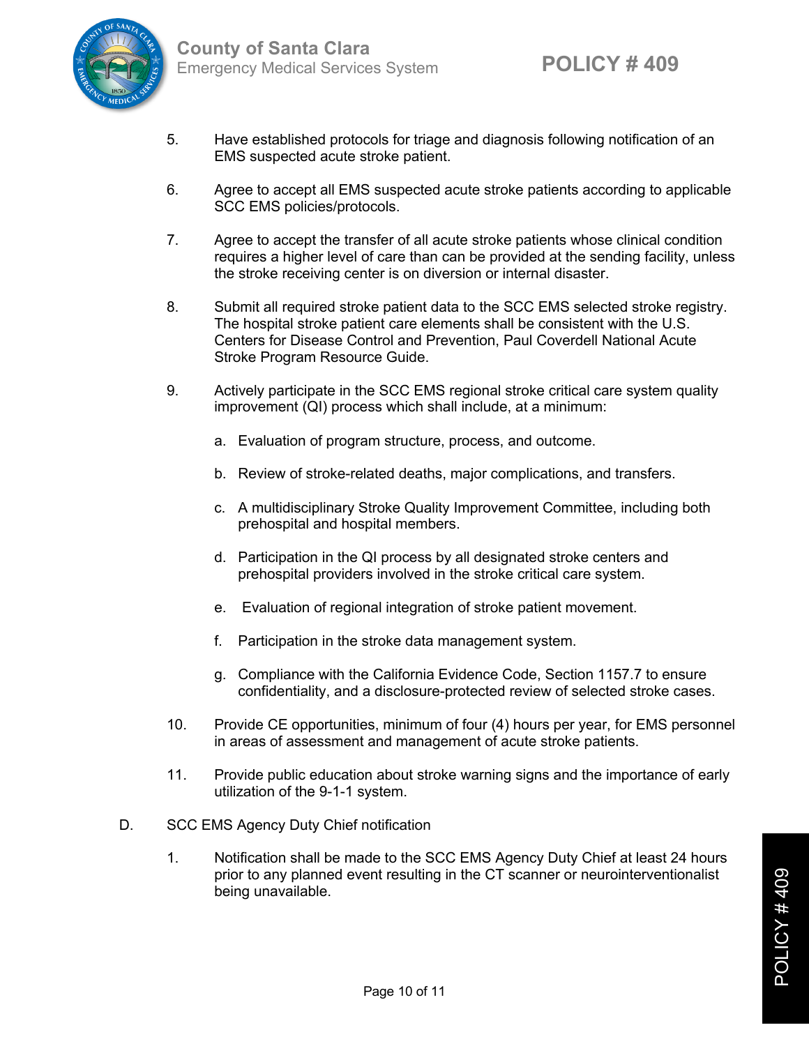5. Have established protocols for triage and diagnosis following notification of an EMS suspected acute stroke patient.

6. Agree to accept all EMS suspected acute stroke patients according to applicable SCC EMS policies/protocols.

7. Agree to accept the transfer of all acute stroke patients whose clinical condition requires a higher level of care than can be provided at the sending facility, unless the stroke receiving center is on diversion or internal disaster.

8. Submit all required stroke patient data to the SCC EMS selected stroke registry. The hospital stroke patient care elements shall be consistent with the U.S. Centers for Disease Control and Prevention, Paul Coverdell National Acute Stroke Program Resource Guide.

9. Actively participate in the SCC EMS regional stroke critical care system quality improvement (QI) process which shall include, at a minimum:

    a. Evaluation of program structure, process, and outcome.

    b. Review of stroke-related deaths, major complications, and transfers.

    c. A multidisciplinary Stroke Quality Improvement Committee, including both prehospital and hospital members.

    d. Participation in the QI process by all designated stroke centers and prehospital providers involved in the stroke critical care system.

    e. Evaluation of regional integration of stroke patient movement.

    f. Participation in the stroke data management system.

    g. Compliance with the California Evidence Code, Section 1157.7 to ensure confidentiality, and a disclosure-protected review of selected stroke cases.

10. Provide CE opportunities, minimum of four (4) hours per year, for EMS personnel in areas of assessment and management of acute stroke patients.

11. Provide public education about stroke warning signs and the importance of early utilization of the 9-1-1 system.

D. SCC EMS Agency Duty Chief notification

1. Notification shall be made to the SCC EMS Agency Duty Chief at least 24 hours prior to any planned event resulting in the CT scanner or neurointerventionalist being unavailable.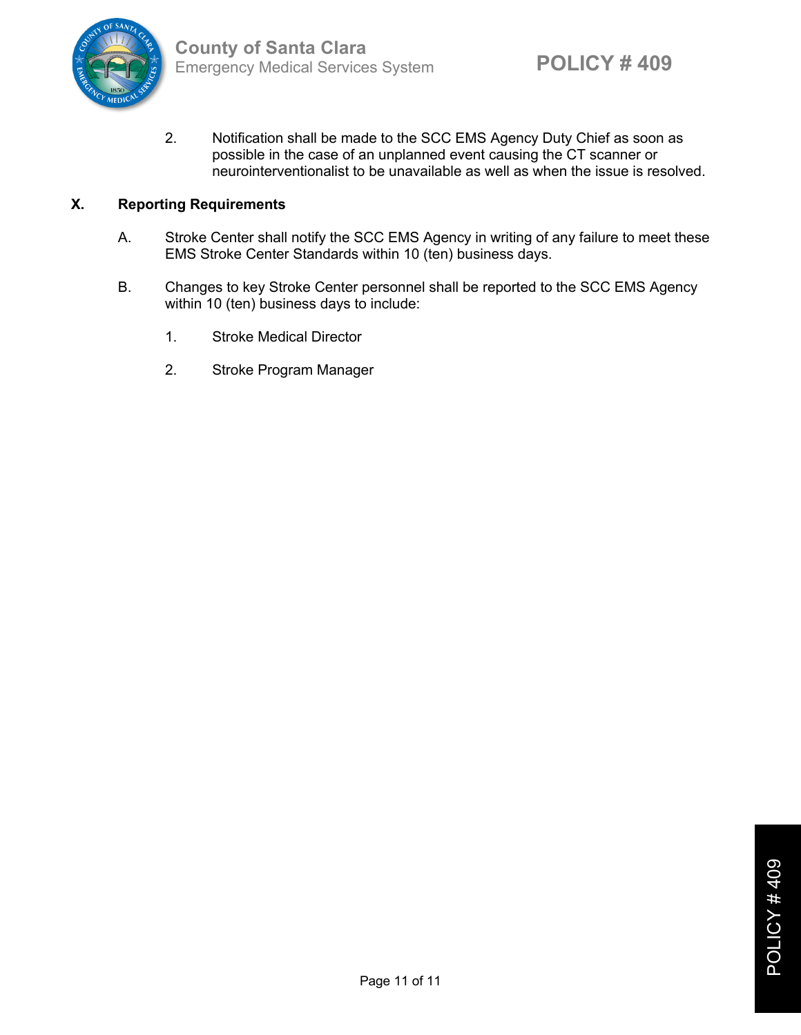2. Notification shall be made to the SCC EMS Agency Duty Chief as soon as possible in the case of an unplanned event causing the CT scanner or neurointerventionalist to be unavailable as well as when the issue is resolved.

## X. Reporting Requirements

A. Stroke Center shall notify the SCC EMS Agency in writing of any failure to meet these EMS Stroke Center Standards within 10 (ten) business days.

B. Changes to key Stroke Center personnel shall be reported to the SCC EMS Agency within 10 (ten) business days to include:

1. Stroke Medical Director

2. Stroke Program Manager